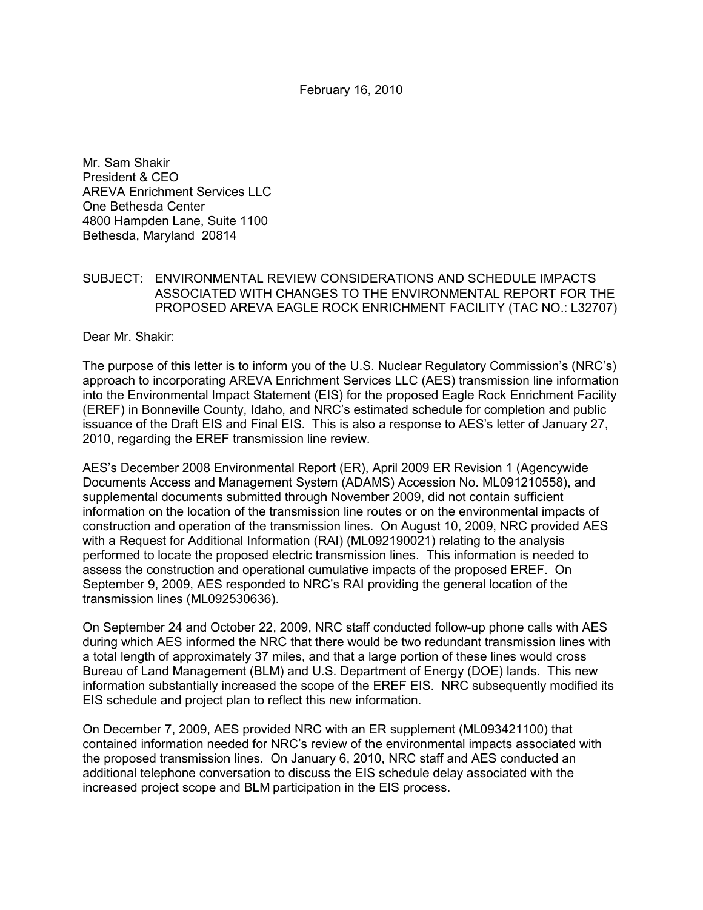February 16, 2010

Mr. Sam Shakir
President & CEO
AREVA Enrichment Services LLC
One Bethesda Center
4800 Hampden Lane, Suite 1100
Bethesda, Maryland 20814

SUBJECT: ENVIRONMENTAL REVIEW CONSIDERATIONS AND SCHEDULE IMPACTS ASSOCIATED WITH CHANGES TO THE ENVIRONMENTAL REPORT FOR THE PROPOSED AREVA EAGLE ROCK ENRICHMENT FACILITY (TAC NO.: L32707)

Dear Mr. Shakir:

The purpose of this letter is to inform you of the U.S. Nuclear Regulatory Commission's (NRC's) approach to incorporating AREVA Enrichment Services LLC (AES) transmission line information into the Environmental Impact Statement (EIS) for the proposed Eagle Rock Enrichment Facility (EREF) in Bonneville County, Idaho, and NRC's estimated schedule for completion and public issuance of the Draft EIS and Final EIS. This is also a response to AES's letter of January 27, 2010, regarding the EREF transmission line review.

AES's December 2008 Environmental Report (ER), April 2009 ER Revision 1 (Agencywide Documents Access and Management System (ADAMS) Accession No. ML091210558), and supplemental documents submitted through November 2009, did not contain sufficient information on the location of the transmission line routes or on the environmental impacts of construction and operation of the transmission lines. On August 10, 2009, NRC provided AES with a Request for Additional Information (RAI) (ML092190021) relating to the analysis performed to locate the proposed electric transmission lines. This information is needed to assess the construction and operational cumulative impacts of the proposed EREF. On September 9, 2009, AES responded to NRC's RAI providing the general location of the transmission lines (ML092530636).

On September 24 and October 22, 2009, NRC staff conducted follow-up phone calls with AES during which AES informed the NRC that there would be two redundant transmission lines with a total length of approximately 37 miles, and that a large portion of these lines would cross Bureau of Land Management (BLM) and U.S. Department of Energy (DOE) lands. This new information substantially increased the scope of the EREF EIS. NRC subsequently modified its EIS schedule and project plan to reflect this new information.

On December 7, 2009, AES provided NRC with an ER supplement (ML093421100) that contained information needed for NRC's review of the environmental impacts associated with the proposed transmission lines. On January 6, 2010, NRC staff and AES conducted an additional telephone conversation to discuss the EIS schedule delay associated with the increased project scope and BLM participation in the EIS process.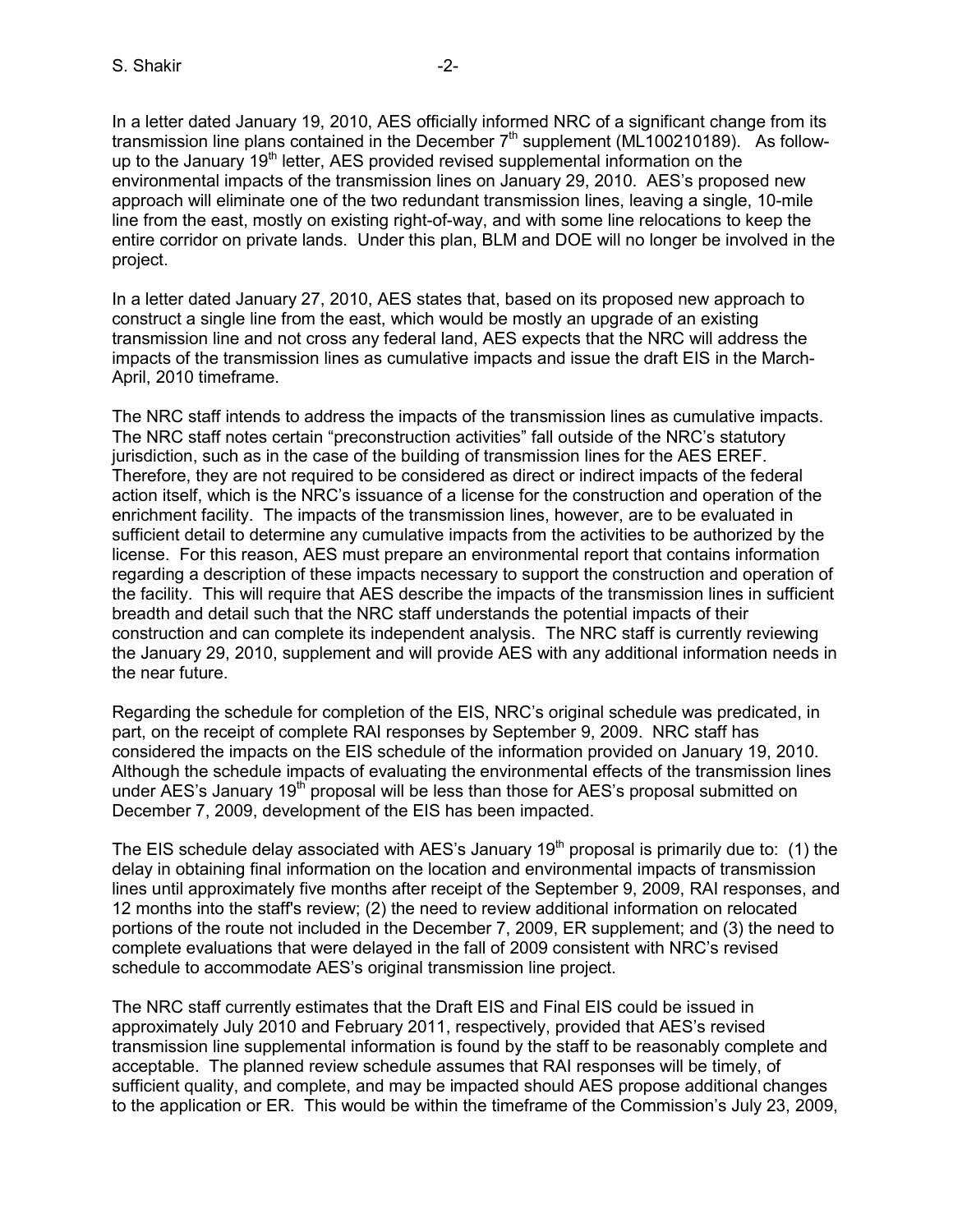In a letter dated January 19, 2010, AES officially informed NRC of a significant change from its transmission line plans contained in the December 7th supplement (ML100210189). As follow-up to the January 19th letter, AES provided revised supplemental information on the environmental impacts of the transmission lines on January 29, 2010. AES's proposed new approach will eliminate one of the two redundant transmission lines, leaving a single, 10-mile line from the east, mostly on existing right-of-way, and with some line relocations to keep the entire corridor on private lands. Under this plan, BLM and DOE will no longer be involved in the project.

In a letter dated January 27, 2010, AES states that, based on its proposed new approach to construct a single line from the east, which would be mostly an upgrade of an existing transmission line and not cross any federal land, AES expects that the NRC will address the impacts of the transmission lines as cumulative impacts and issue the draft EIS in the March-April, 2010 timeframe.

The NRC staff intends to address the impacts of the transmission lines as cumulative impacts. The NRC staff notes certain "preconstruction activities" fall outside of the NRC's statutory jurisdiction, such as in the case of the building of transmission lines for the AES EREF. Therefore, they are not required to be considered as direct or indirect impacts of the federal action itself, which is the NRC's issuance of a license for the construction and operation of the enrichment facility. The impacts of the transmission lines, however, are to be evaluated in sufficient detail to determine any cumulative impacts from the activities to be authorized by the license. For this reason, AES must prepare an environmental report that contains information regarding a description of these impacts necessary to support the construction and operation of the facility. This will require that AES describe the impacts of the transmission lines in sufficient breadth and detail such that the NRC staff understands the potential impacts of their construction and can complete its independent analysis. The NRC staff is currently reviewing the January 29, 2010, supplement and will provide AES with any additional information needs in the near future.

Regarding the schedule for completion of the EIS, NRC's original schedule was predicated, in part, on the receipt of complete RAI responses by September 9, 2009. NRC staff has considered the impacts on the EIS schedule of the information provided on January 19, 2010. Although the schedule impacts of evaluating the environmental effects of the transmission lines under AES's January 19th proposal will be less than those for AES's proposal submitted on December 7, 2009, development of the EIS has been impacted.

The EIS schedule delay associated with AES's January 19th proposal is primarily due to: (1) the delay in obtaining final information on the location and environmental impacts of transmission lines until approximately five months after receipt of the September 9, 2009, RAI responses, and 12 months into the staff's review; (2) the need to review additional information on relocated portions of the route not included in the December 7, 2009, ER supplement; and (3) the need to complete evaluations that were delayed in the fall of 2009 consistent with NRC's revised schedule to accommodate AES's original transmission line project.

The NRC staff currently estimates that the Draft EIS and Final EIS could be issued in approximately July 2010 and February 2011, respectively, provided that AES's revised transmission line supplemental information is found by the staff to be reasonably complete and acceptable. The planned review schedule assumes that RAI responses will be timely, of sufficient quality, and complete, and may be impacted should AES propose additional changes to the application or ER. This would be within the timeframe of the Commission's July 23, 2009,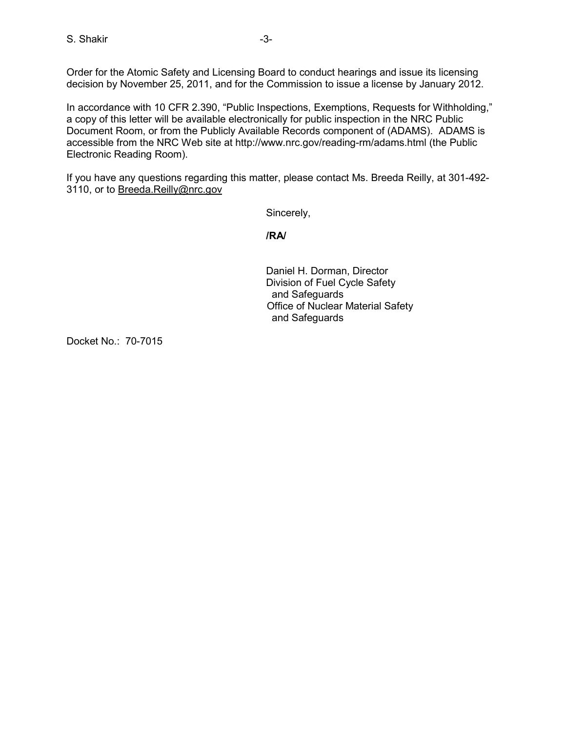Order for the Atomic Safety and Licensing Board to conduct hearings and issue its licensing decision by November 25, 2011, and for the Commission to issue a license by January 2012.

In accordance with 10 CFR 2.390, "Public Inspections, Exemptions, Requests for Withholding," a copy of this letter will be available electronically for public inspection in the NRC Public Document Room, or from the Publicly Available Records component of (ADAMS). ADAMS is accessible from the NRC Web site at http://www.nrc.gov/reading-rm/adams.html (the Public Electronic Reading Room).

If you have any questions regarding this matter, please contact Ms. Breeda Reilly, at 301-492-3110, or to Breeda.Reilly@nrc.gov

Sincerely,

**/RA/**

Daniel H. Dorman, Director
Division of Fuel Cycle Safety
and Safeguards
Office of Nuclear Material Safety
and Safeguards

Docket No.: 70-7015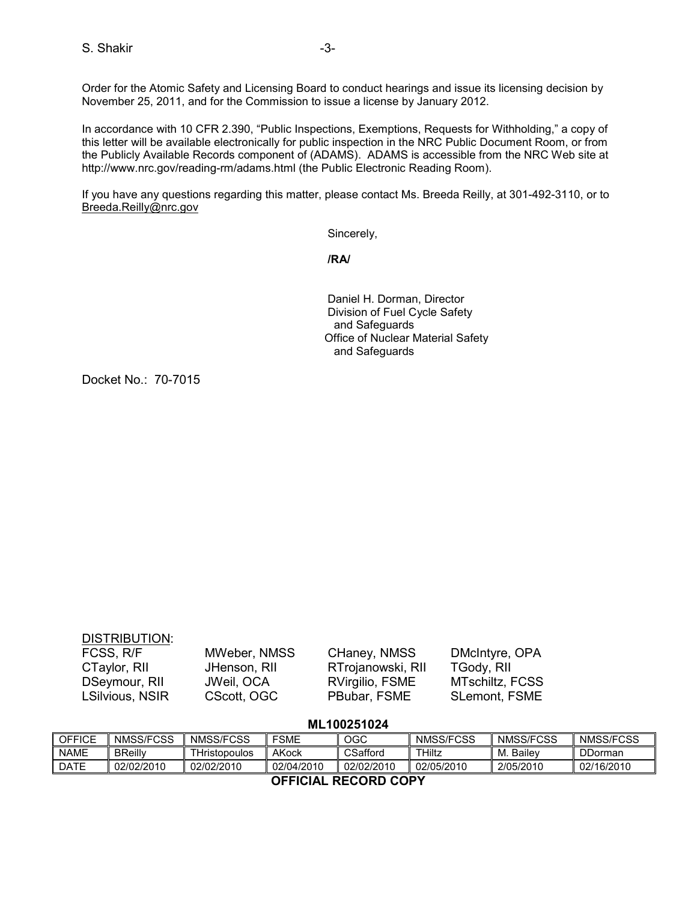Order for the Atomic Safety and Licensing Board to conduct hearings and issue its licensing decision by November 25, 2011, and for the Commission to issue a license by January 2012.

In accordance with 10 CFR 2.390, "Public Inspections, Exemptions, Requests for Withholding," a copy of this letter will be available electronically for public inspection in the NRC Public Document Room, or from the Publicly Available Records component of (ADAMS). ADAMS is accessible from the NRC Web site at http://www.nrc.gov/reading-rm/adams.html (the Public Electronic Reading Room).

If you have any questions regarding this matter, please contact Ms. Breeda Reilly, at 301-492-3110, or to Breeda.Reilly@nrc.gov

Sincerely,

**/RA/**

Daniel H. Dorman, Director
Division of Fuel Cycle Safety
and Safeguards
Office of Nuclear Material Safety
and Safeguards

Docket No.: 70-7015

DISTRIBUTION:

| | | | |
|---|---|---|---|
| FCSS, R/F | MWeber, NMSS | CHaney, NMSS | DMcIntyre, OPA |
| CTaylor, RII | JHenson, RII | RTrojanowski, RII | TGody, RII |
| DSeymour, RII | JWeil, OCA | RVirgilio, FSME | MTschiltz, FCSS |
| LSilvious, NSIR | CScott, OGC | PBubar, FSME | SLemont, FSME |

**ML100251024**

| OFFICE | NMSS/FCSS | NMSS/FCSS | FSME | OGC | NMSS/FCSS | NMSS/FCSS | NMSS/FCSS |
|---|---|---|---|---|---|---|---|
| NAME | BReilly | THristopoulos | AKock | CSafford | THiltz | M. Bailey | DDorman |
| DATE | 02/02/2010 | 02/02/2010 | 02/04/2010 | 02/02/2010 | 02/05/2010 | 2/05/2010 | 02/16/2010 |

**OFFICIAL RECORD COPY**